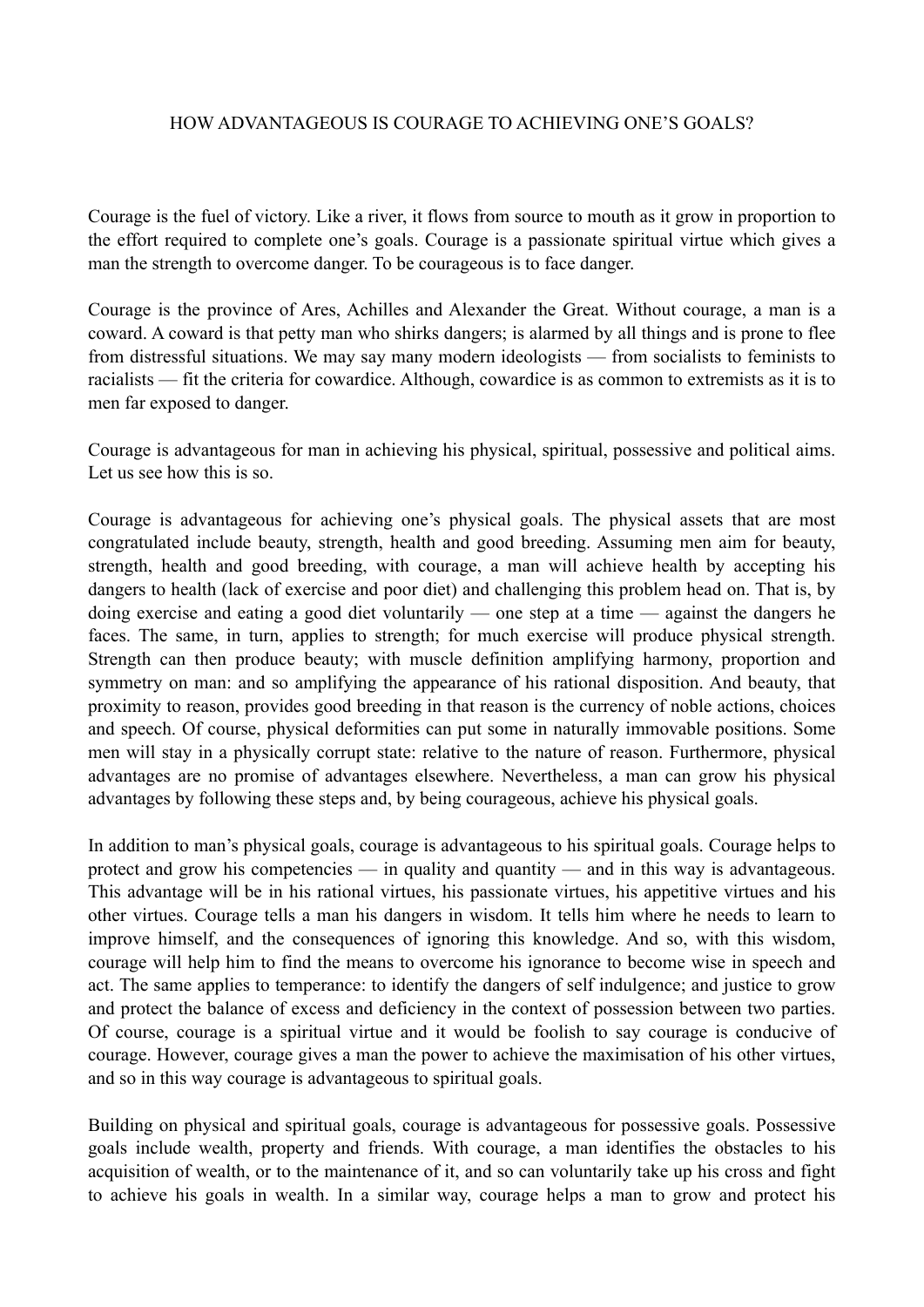# HOW ADVANTAGEOUS IS COURAGE TO ACHIEVING ONE'S GOALS?

Courage is the fuel of victory. Like a river, it flows from source to mouth as it grow in proportion to the effort required to complete one's goals. Courage is a passionate spiritual virtue which gives a man the strength to overcome danger. To be courageous is to face danger.

Courage is the province of Ares, Achilles and Alexander the Great. Without courage, a man is a coward. A coward is that petty man who shirks dangers; is alarmed by all things and is prone to flee from distressful situations. We may say many modern ideologists — from socialists to feminists to racialists — fit the criteria for cowardice. Although, cowardice is as common to extremists as it is to men far exposed to danger.

Courage is advantageous for man in achieving his physical, spiritual, possessive and political aims. Let us see how this is so.

Courage is advantageous for achieving one's physical goals. The physical assets that are most congratulated include beauty, strength, health and good breeding. Assuming men aim for beauty, strength, health and good breeding, with courage, a man will achieve health by accepting his dangers to health (lack of exercise and poor diet) and challenging this problem head on. That is, by doing exercise and eating a good diet voluntarily — one step at a time — against the dangers he faces. The same, in turn, applies to strength; for much exercise will produce physical strength. Strength can then produce beauty; with muscle definition amplifying harmony, proportion and symmetry on man: and so amplifying the appearance of his rational disposition. And beauty, that proximity to reason, provides good breeding in that reason is the currency of noble actions, choices and speech. Of course, physical deformities can put some in naturally immovable positions. Some men will stay in a physically corrupt state: relative to the nature of reason. Furthermore, physical advantages are no promise of advantages elsewhere. Nevertheless, a man can grow his physical advantages by following these steps and, by being courageous, achieve his physical goals.

In addition to man's physical goals, courage is advantageous to his spiritual goals. Courage helps to protect and grow his competencies — in quality and quantity — and in this way is advantageous. This advantage will be in his rational virtues, his passionate virtues, his appetitive virtues and his other virtues. Courage tells a man his dangers in wisdom. It tells him where he needs to learn to improve himself, and the consequences of ignoring this knowledge. And so, with this wisdom, courage will help him to find the means to overcome his ignorance to become wise in speech and act. The same applies to temperance: to identify the dangers of self indulgence; and justice to grow and protect the balance of excess and deficiency in the context of possession between two parties. Of course, courage is a spiritual virtue and it would be foolish to say courage is conducive of courage. However, courage gives a man the power to achieve the maximisation of his other virtues, and so in this way courage is advantageous to spiritual goals.

Building on physical and spiritual goals, courage is advantageous for possessive goals. Possessive goals include wealth, property and friends. With courage, a man identifies the obstacles to his acquisition of wealth, or to the maintenance of it, and so can voluntarily take up his cross and fight to achieve his goals in wealth. In a similar way, courage helps a man to grow and protect his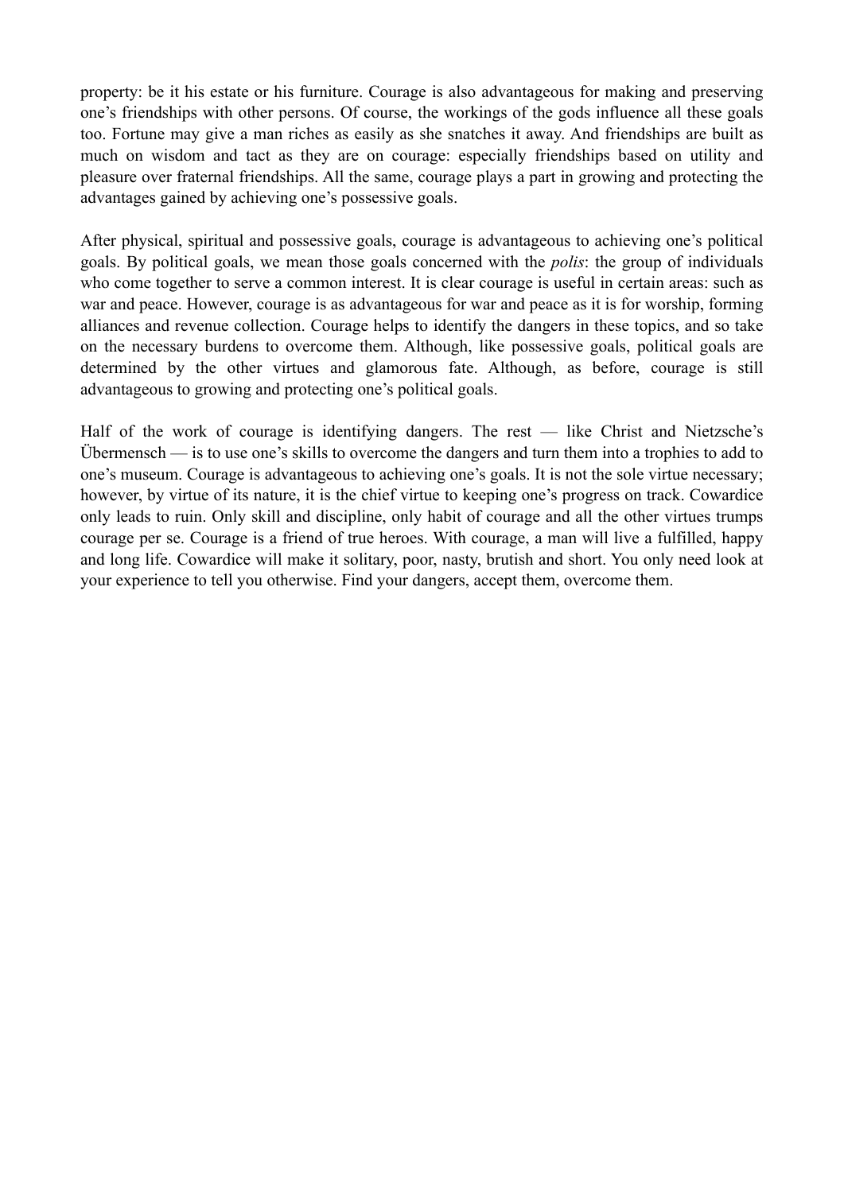property: be it his estate or his furniture. Courage is also advantageous for making and preserving one's friendships with other persons. Of course, the workings of the gods influence all these goals too. Fortune may give a man riches as easily as she snatches it away. And friendships are built as much on wisdom and tact as they are on courage: especially friendships based on utility and pleasure over fraternal friendships. All the same, courage plays a part in growing and protecting the advantages gained by achieving one's possessive goals.

After physical, spiritual and possessive goals, courage is advantageous to achieving one's political goals. By political goals, we mean those goals concerned with the *polis*: the group of individuals who come together to serve a common interest. It is clear courage is useful in certain areas: such as war and peace. However, courage is as advantageous for war and peace as it is for worship, forming alliances and revenue collection. Courage helps to identify the dangers in these topics, and so take on the necessary burdens to overcome them. Although, like possessive goals, political goals are determined by the other virtues and glamorous fate. Although, as before, courage is still advantageous to growing and protecting one's political goals.

Half of the work of courage is identifying dangers. The rest — like Christ and Nietzsche's Übermensch — is to use one's skills to overcome the dangers and turn them into a trophies to add to one's museum. Courage is advantageous to achieving one's goals. It is not the sole virtue necessary; however, by virtue of its nature, it is the chief virtue to keeping one's progress on track. Cowardice only leads to ruin. Only skill and discipline, only habit of courage and all the other virtues trumps courage per se. Courage is a friend of true heroes. With courage, a man will live a fulfilled, happy and long life. Cowardice will make it solitary, poor, nasty, brutish and short. You only need look at your experience to tell you otherwise. Find your dangers, accept them, overcome them.